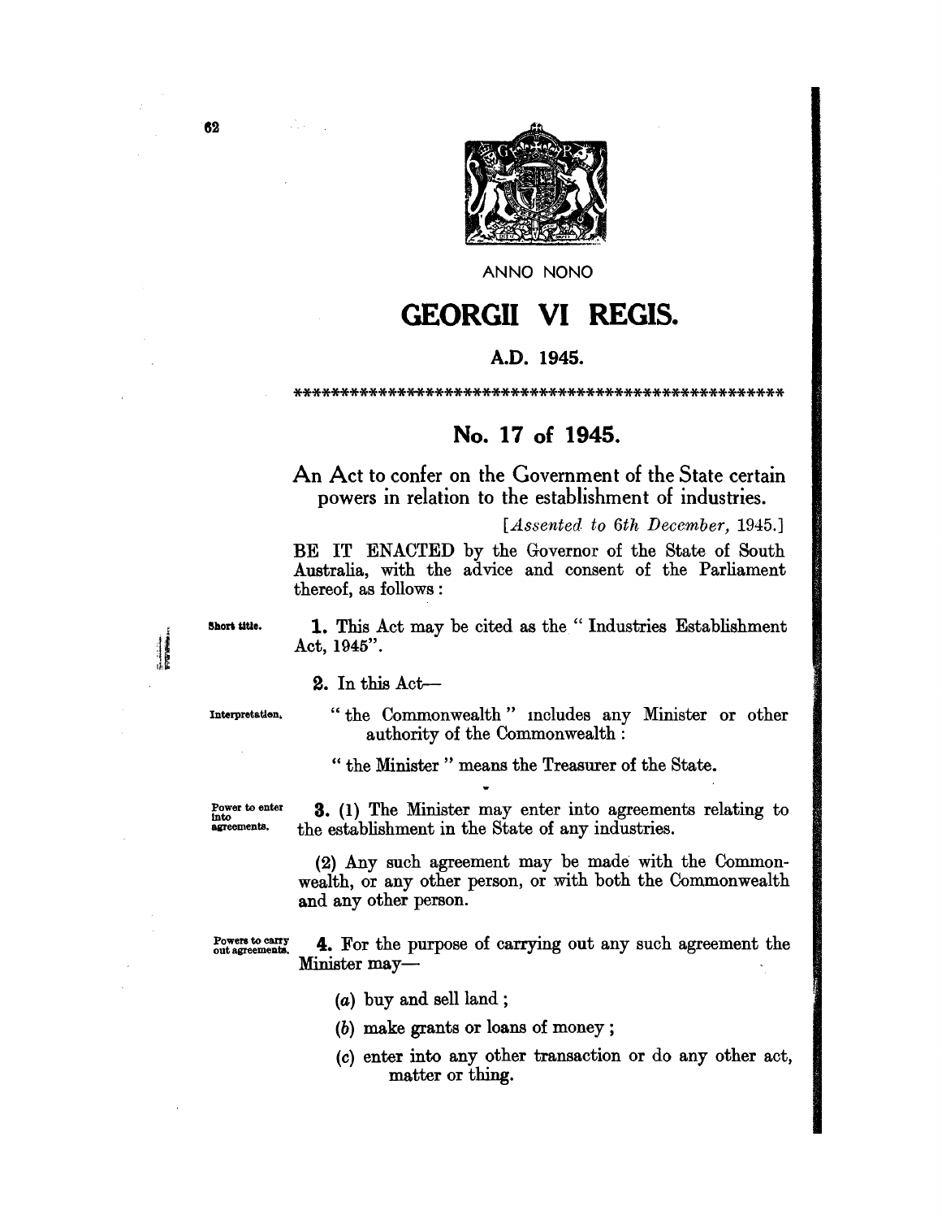ANNO NONO

# GEORGII VI REGIS.

**A.D. 1945.**

\*\*\*\*\*\*\*\*\*\*\*\*\*\*\*\*\*\*\*\*\*\*\*\*\*\*\*\*\*\*\*\*\*\*\*\*\*\*\*\*\*\*\*\*\*\*\*\*\*\*\*\*\*\*

## No. 17 of 1945.

An Act to confer on the Government of the State certain powers in relation to the establishment of industries.

[*Assented to 6th December,* 1945.]

BE IT ENACTED by the Governor of the State of South Australia, with the advice and consent of the Parliament thereof, as follows:

Short title.

**1.** This Act may be cited as the "Industries Establishment Act, 1945".

**2.** In this Act—

Interpretation.

"the Commonwealth" includes any Minister or other authority of the Commonwealth:

"the Minister" means the Treasurer of the State.

Power to enter into agreements.

**3.** (1) The Minister may enter into agreements relating to the establishment in the State of any industries.

(2) Any such agreement may be made with the Commonwealth, or any other person, or with both the Commonwealth and any other person.

Powers to carry out agreements.

**4.** For the purpose of carrying out any such agreement the Minister may—

(*a*) buy and sell land;

(*b*) make grants or loans of money;

(*c*) enter into any other transaction or do any other act, matter or thing.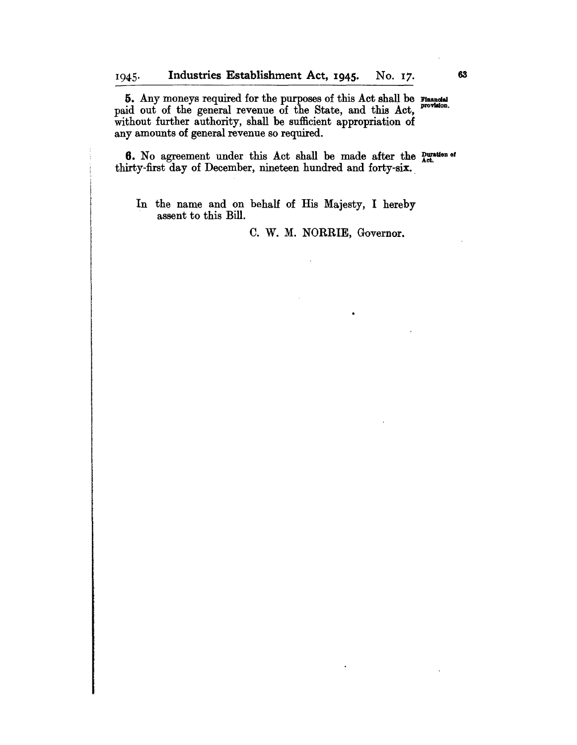**5.** Any moneys required for the purposes of this Act shall be paid out of the general revenue of the State, and this Act, without further authority, shall be sufficient appropriation of any amounts of general revenue so required. Financial provision.

**6.** No agreement under this Act shall be made after the thirty-first day of December, nineteen hundred and forty-six. Duration of Act.

In the name and on behalf of His Majesty, I hereby assent to this Bill.

C. W. M. NORRIE, Governor.